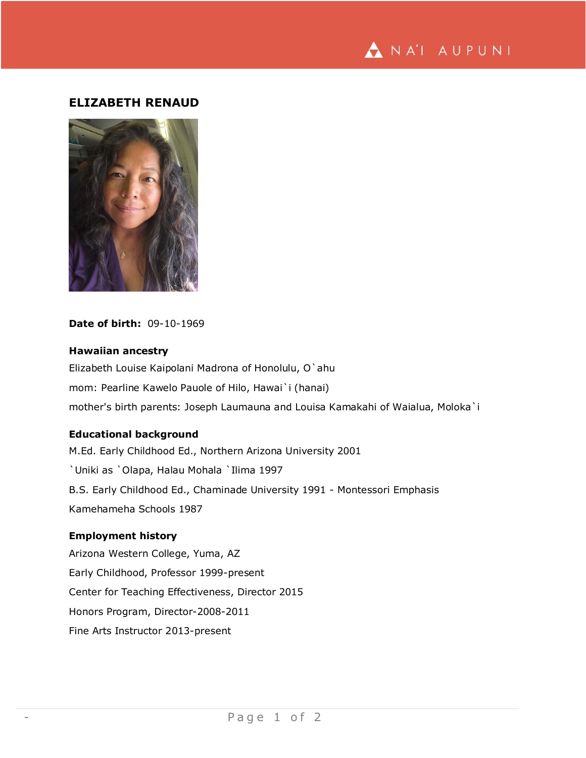# ELIZABETH RENAUD

**Date of birth:** 09-10-1969

### Hawaiian ancestry

Elizabeth Louise Kaipolani Madrona of Honolulu, O`ahu

mom: Pearline Kawelo Pauole of Hilo, Hawai`i (hanai)

mother's birth parents: Joseph Laumauna and Louisa Kamakahi of Waialua, Moloka`i

### Educational background

M.Ed. Early Childhood Ed., Northern Arizona University 2001

`Uniki as `Olapa, Halau Mohala `Ilima 1997

B.S. Early Childhood Ed., Chaminade University 1991 - Montessori Emphasis

Kamehameha Schools 1987

### Employment history

Arizona Western College, Yuma, AZ

Early Childhood, Professor 1999-present

Center for Teaching Effectiveness, Director 2015

Honors Program, Director-2008-2011

Fine Arts Instructor 2013-present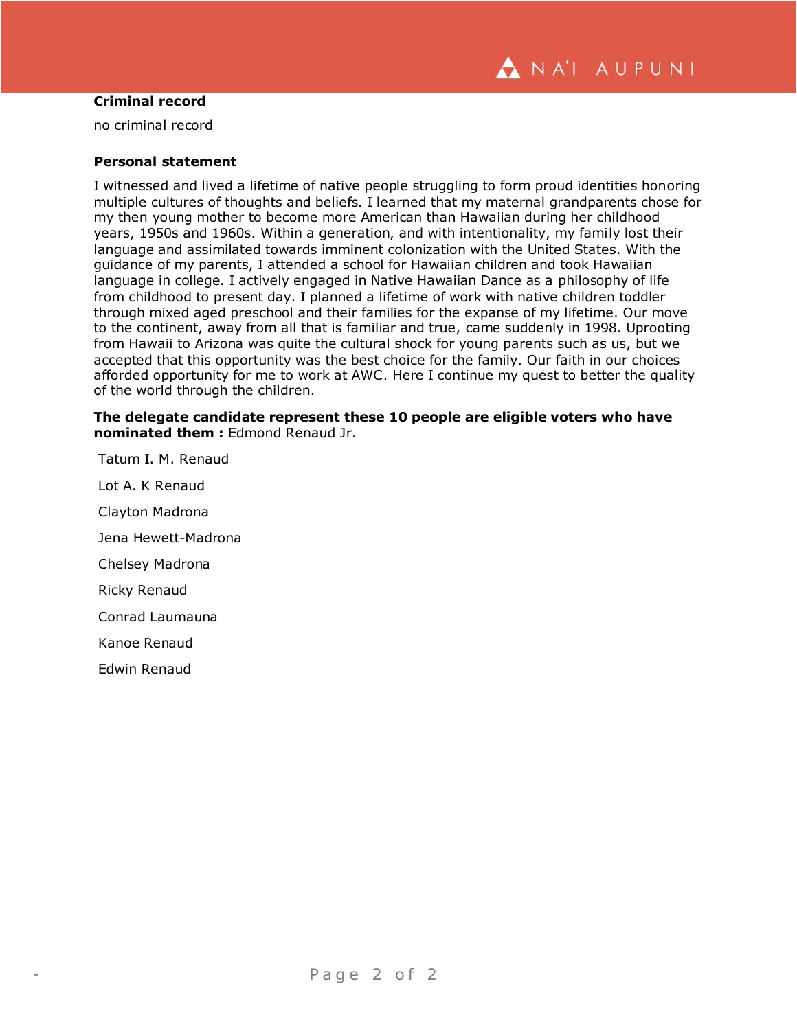**Criminal record**

no criminal record

**Personal statement**

I witnessed and lived a lifetime of native people struggling to form proud identities honoring multiple cultures of thoughts and beliefs. I learned that my maternal grandparents chose for my then young mother to become more American than Hawaiian during her childhood years, 1950s and 1960s. Within a generation, and with intentionality, my family lost their language and assimilated towards imminent colonization with the United States. With the guidance of my parents, I attended a school for Hawaiian children and took Hawaiian language in college. I actively engaged in Native Hawaiian Dance as a philosophy of life from childhood to present day. I planned a lifetime of work with native children toddler through mixed aged preschool and their families for the expanse of my lifetime. Our move to the continent, away from all that is familiar and true, came suddenly in 1998. Uprooting from Hawaii to Arizona was quite the cultural shock for young parents such as us, but we accepted that this opportunity was the best choice for the family. Our faith in our choices afforded opportunity for me to work at AWC. Here I continue my quest to better the quality of the world through the children.

**The delegate candidate represent these 10 people are eligible voters who have nominated them :** Edmond Renaud Jr.

Tatum I. M. Renaud

Lot A. K Renaud

Clayton Madrona

Jena Hewett-Madrona

Chelsey Madrona

Ricky Renaud

Conrad Laumauna

Kanoe Renaud

Edwin Renaud